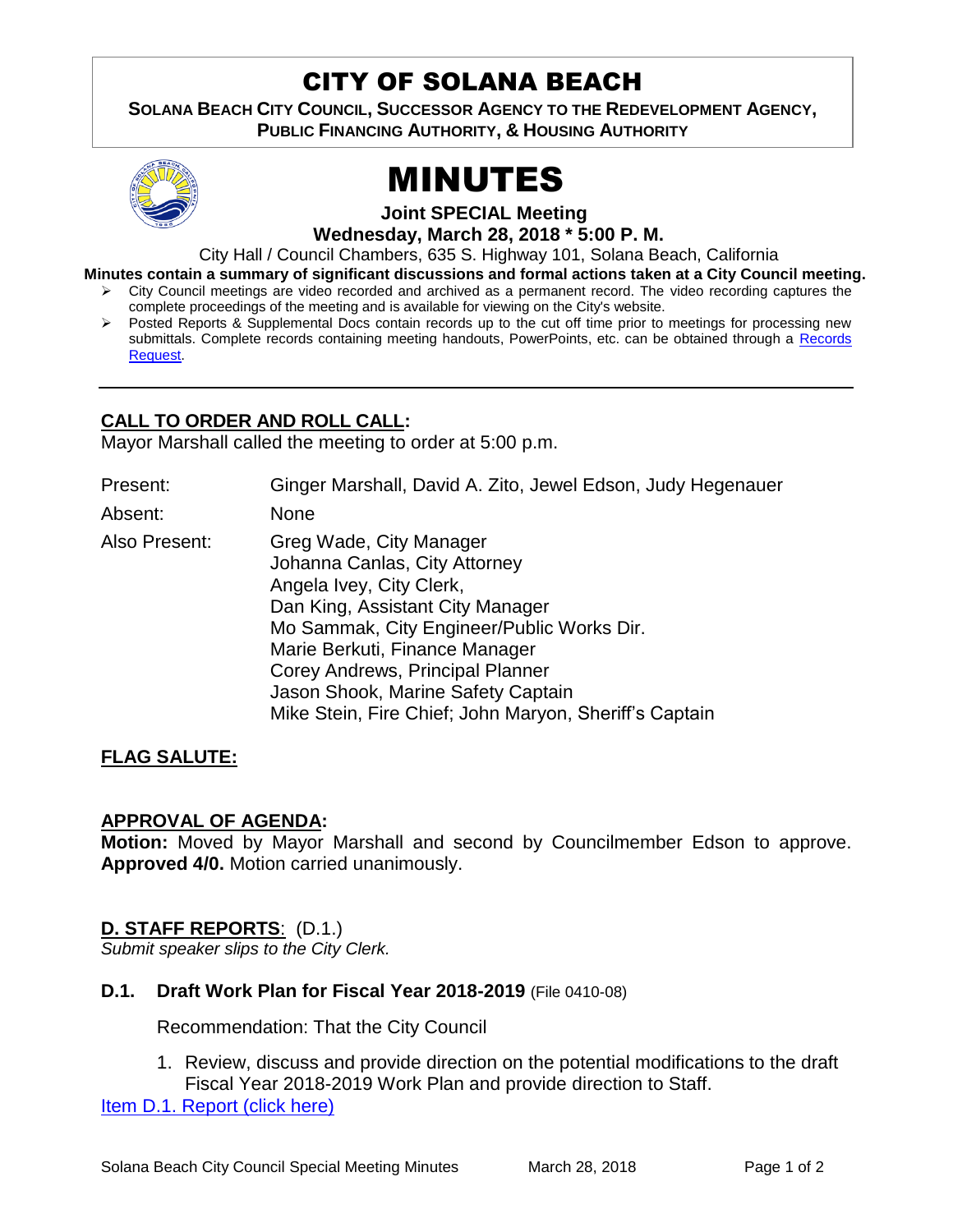# CITY OF SOLANA BEACH

**SOLANA BEACH CITY COUNCIL, SUCCESSOR AGENCY TO THE REDEVELOPMENT AGENCY, PUBLIC FINANCING AUTHORITY, & HOUSING AUTHORITY**

# MINUTES

**Joint SPECIAL Meeting**

**Wednesday, March 28, 2018 * 5:00 P. M.**

City Hall / Council Chambers, 635 S. Highway 101, Solana Beach, California

**Minutes contain a summary of significant discussions and formal actions taken at a City Council meeting.**

- City Council meetings are video recorded and archived as a permanent record. The video recording captures the complete proceedings of the meeting and is available for viewing on the City's website.
- Posted Reports & Supplemental Docs contain records up to the cut off time prior to meetings for processing new submittals. Complete records containing meeting handouts, PowerPoints, etc. can be obtained through a Records Request.

---

## CALL TO ORDER AND ROLL CALL:

Mayor Marshall called the meeting to order at 5:00 p.m.

| | |
|---|---|
| Present: | Ginger Marshall, David A. Zito, Jewel Edson, Judy Hegenauer |
| Absent: | None |
| Also Present: | Greg Wade, City Manager<br>Johanna Canlas, City Attorney<br>Angela Ivey, City Clerk,<br>Dan King, Assistant City Manager<br>Mo Sammak, City Engineer/Public Works Dir.<br>Marie Berkuti, Finance Manager<br>Corey Andrews, Principal Planner<br>Jason Shook, Marine Safety Captain<br>Mike Stein, Fire Chief; John Maryon, Sheriff's Captain |

## FLAG SALUTE:

## APPROVAL OF AGENDA:

**Motion:** Moved by Mayor Marshall and second by Councilmember Edson to approve. **Approved 4/0.** Motion carried unanimously.

## D. STAFF REPORTS: (D.1.)

*Submit speaker slips to the City Clerk.*

### D.1. Draft Work Plan for Fiscal Year 2018-2019 (File 0410-08)

Recommendation: That the City Council

1. Review, discuss and provide direction on the potential modifications to the draft Fiscal Year 2018-2019 Work Plan and provide direction to Staff.

Item D.1. Report (click here)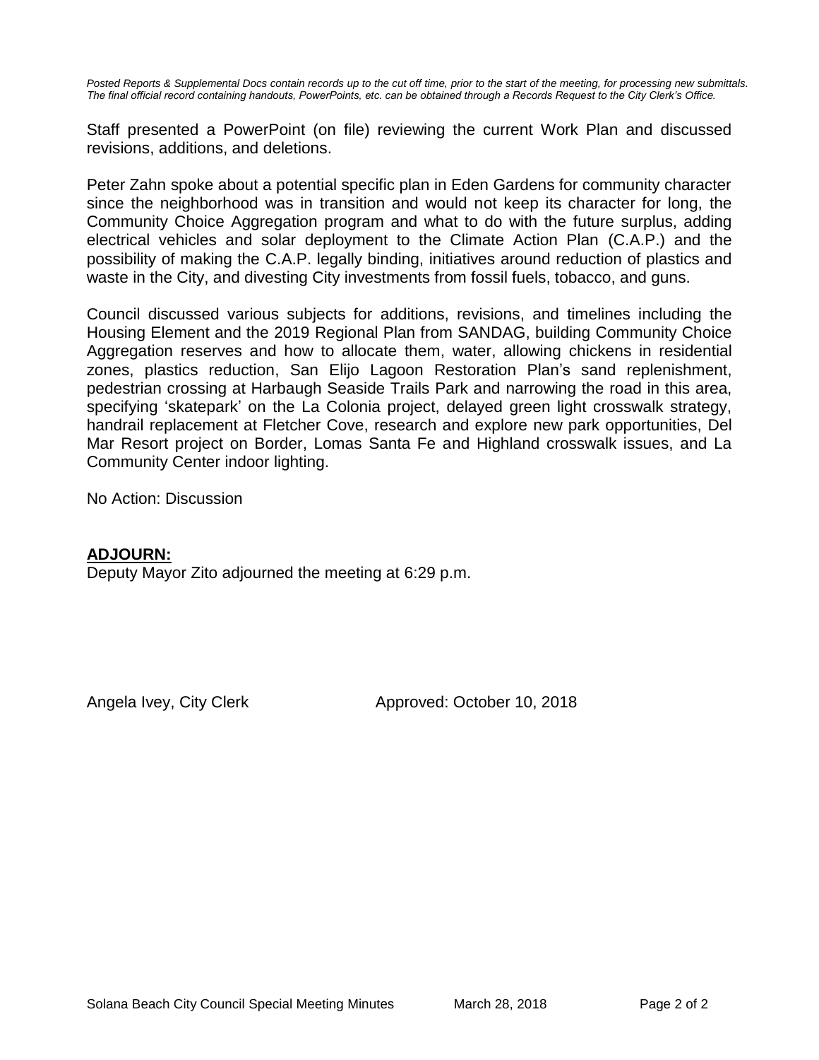*Posted Reports & Supplemental Docs contain records up to the cut off time, prior to the start of the meeting, for processing new submittals. The final official record containing handouts, PowerPoints, etc. can be obtained through a Records Request to the City Clerk's Office.*

Staff presented a PowerPoint (on file) reviewing the current Work Plan and discussed revisions, additions, and deletions.

Peter Zahn spoke about a potential specific plan in Eden Gardens for community character since the neighborhood was in transition and would not keep its character for long, the Community Choice Aggregation program and what to do with the future surplus, adding electrical vehicles and solar deployment to the Climate Action Plan (C.A.P.) and the possibility of making the C.A.P. legally binding, initiatives around reduction of plastics and waste in the City, and divesting City investments from fossil fuels, tobacco, and guns.

Council discussed various subjects for additions, revisions, and timelines including the Housing Element and the 2019 Regional Plan from SANDAG, building Community Choice Aggregation reserves and how to allocate them, water, allowing chickens in residential zones, plastics reduction, San Elijo Lagoon Restoration Plan's sand replenishment, pedestrian crossing at Harbaugh Seaside Trails Park and narrowing the road in this area, specifying 'skatepark' on the La Colonia project, delayed green light crosswalk strategy, handrail replacement at Fletcher Cove, research and explore new park opportunities, Del Mar Resort project on Border, Lomas Santa Fe and Highland crosswalk issues, and La Community Center indoor lighting.

No Action: Discussion

**ADJOURN:**

Deputy Mayor Zito adjourned the meeting at 6:29 p.m.

Angela Ivey, City Clerk          Approved: October 10, 2018